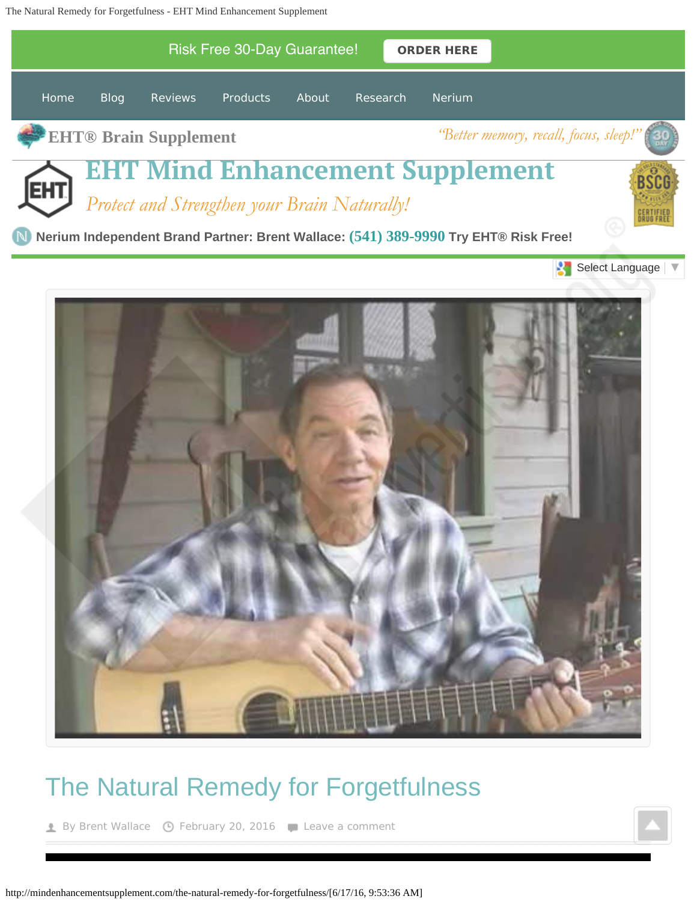Risk Free 30-Day Guarantee! ORDER HERE

Home Blog Reviews Products About Research Nerium

**EHT® Brain Supplement**

*"Better memory, recall, focus, sleep!"*

# EHT Mind Enhancement Supplement

*Protect and Strengthen your Brain Naturally!*

**Nerium Independent Brand Partner: Brent Wallace: (541) 389-9990 Try EHT® Risk Free!**

Select Language

# The Natural Remedy for Forgetfulness

By Brent Wallace February 20, 2016 Leave a comment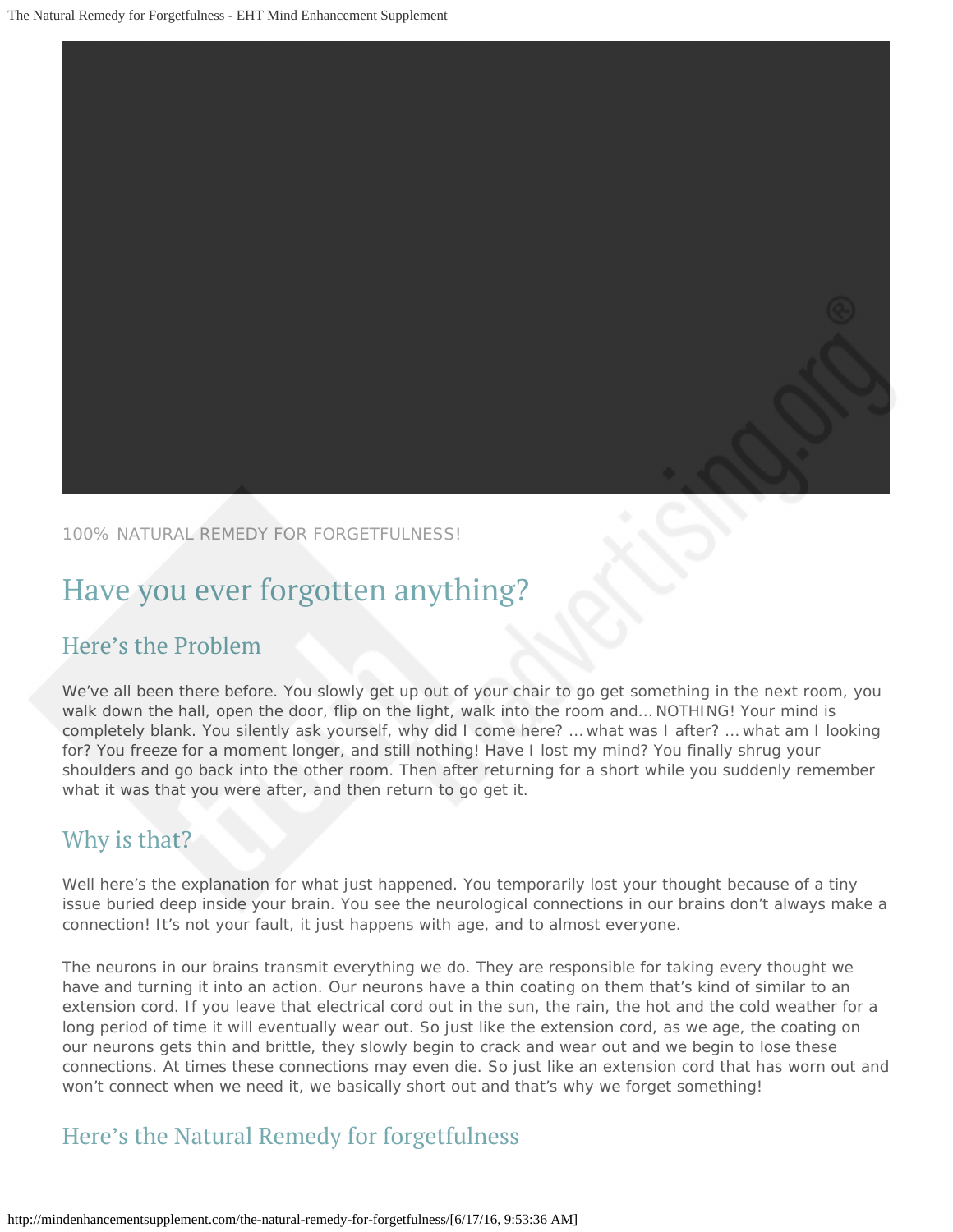100% NATURAL REMEDY FOR FORGETFULNESS!

# Have you ever forgotten anything?

## Here's the Problem

We've all been there before. You slowly get up out of your chair to go get something in the next room, you walk down the hall, open the door, flip on the light, walk into the room and… NOTHING! Your mind is completely blank. You silently ask yourself, why did I come here? … what was I after? … what am I looking for? You freeze for a moment longer, and still nothing! Have I lost my mind? You finally shrug your shoulders and go back into the other room. Then after returning for a short while you suddenly remember what it was that you were after, and then return to go get it.

## Why is that?

Well here's the explanation for what just happened. You temporarily lost your thought because of a tiny issue buried deep inside your brain. You see the neurological connections in our brains don't always make a connection! It's not your fault, it just happens with age, and to almost everyone.

The neurons in our brains transmit everything we do. They are responsible for taking every thought we have and turning it into an action. Our neurons have a thin coating on them that's kind of similar to an extension cord. If you leave that electrical cord out in the sun, the rain, the hot and the cold weather for a long period of time it will eventually wear out. So just like the extension cord, as we age, the coating on our neurons gets thin and brittle, they slowly begin to crack and wear out and we begin to lose these connections. At times these connections may even die. So just like an extension cord that has worn out and won't connect when we need it, we basically short out and that's why we forget something!

## Here's the Natural Remedy for forgetfulness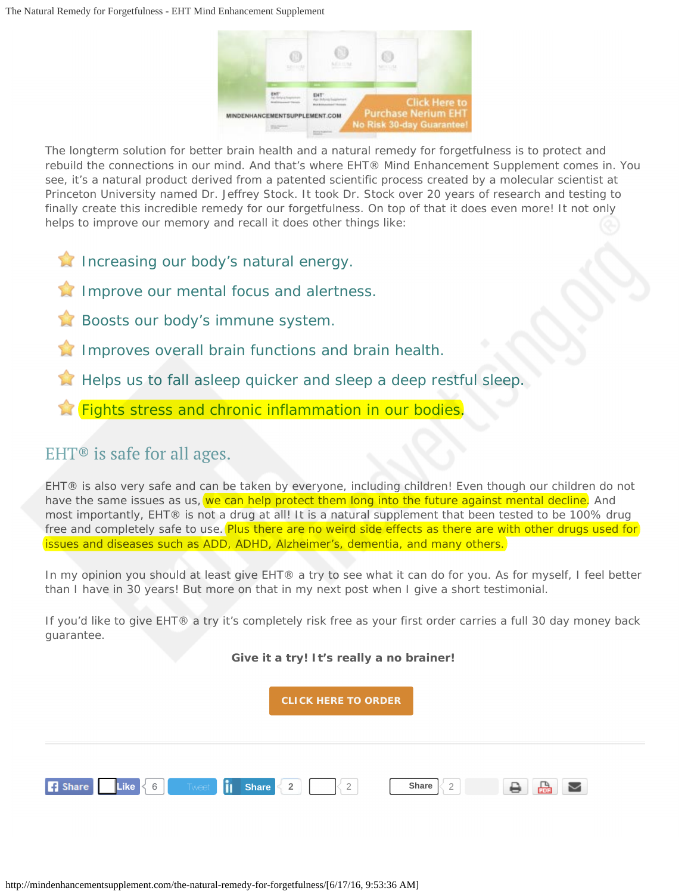The longterm solution for better brain health and a natural remedy for forgetfulness is to protect and rebuild the connections in our mind. And that's where EHT® Mind Enhancement Supplement comes in. You see, it's a natural product derived from a patented scientific process created by a molecular scientist at Princeton University named Dr. Jeffrey Stock. It took Dr. Stock over 20 years of research and testing to finally create this incredible remedy for our forgetfulness. On top of that it does even more! It not only helps to improve our memory and recall it does other things like:

- Increasing our body's natural energy.
- Improve our mental focus and alertness.
- Boosts our body's immune system.
- Improves overall brain functions and brain health.
- Helps us to fall asleep quicker and sleep a deep restful sleep.
- Fights stress and chronic inflammation in our bodies.

## EHT® is safe for all ages.

EHT® is also very safe and can be taken by everyone, including children! Even though our children do not have the same issues as us, we can help protect them long into the future against mental decline. And most importantly, EHT® is not a drug at all! It is a natural supplement that been tested to be 100% drug free and completely safe to use. Plus there are no weird side effects as there are with other drugs used for issues and diseases such as ADD, ADHD, Alzheimer's, dementia, and many others.

In my opinion you should at least give EHT® a try to see what it can do for you. As for myself, I feel better than I have in 30 years! But more on that in my next post when I give a short testimonial.

If you'd like to give EHT® a try it's completely risk free as your first order carries a full 30 day money back guarantee.

**Give it a try! It's really a no brainer!**

**CLICK HERE TO ORDER**